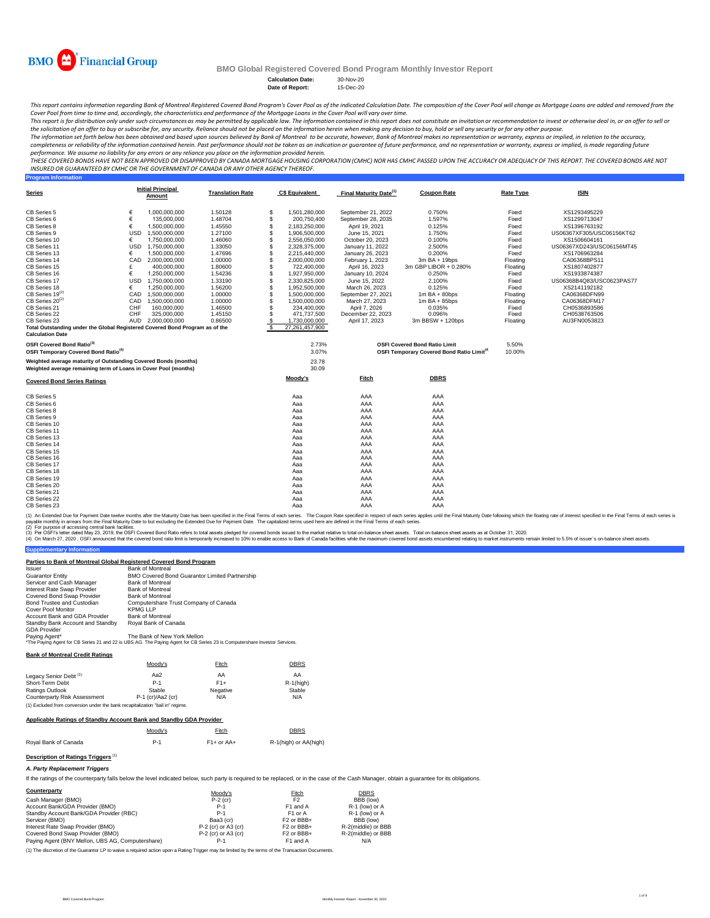BMO Financial Group

# BMO Global Registered Covered Bond Program Monthly Investor Report

**Calculation Date:** 30-Nov-20
**Date of Report:** 15-Dec-20

*This report contains information regarding Bank of Montreal Registered Covered Bond Program's Cover Pool as of the indicated Calculation Date. The composition of the Cover Pool will change as Mortgage Loans are added and removed from the Cover Pool from time to time and, accordingly, the characteristics and performance of the Mortgage Loans in the Cover Pool will vary over time.*
*This report is for distribution only under such circumstances as may be permitted by applicable law. The information contained in this report does not constitute an invitation or recommendation to invest or otherwise deal in, or an offer to sell or the solicitation of an offer to buy or subscribe for, any security. Reliance should not be placed on the information herein when making any decision to buy, hold or sell any security or for any other purpose.*
*The information set forth below has been obtained and based upon sources believed by Bank of Montreal to be accurate, however, Bank of Montreal makes no representation or warranty, express or implied, in relation to the accuracy, completeness or reliability of the information contained herein. Past performance should not be taken as an indication or guarantee of future performance, and no representation or warranty, express or implied, is made regarding future performance. We assume no liability for any errors or any reliance you place on the information provided herein.*
*THESE COVERED BONDS HAVE NOT BEEN APPROVED OR DISAPPROVED BY CANADA MORTGAGE HOUSING CORPORATION (CMHC) NOR HAS CMHC PASSED UPON THE ACCURACY OR ADEQUACY OF THIS REPORT. THE COVERED BONDS ARE NOT INSURED OR GUARANTEED BY CMHC OR THE GOVERNMENT OF CANADA OR ANY OTHER AGENCY THEREOF.*

## Program Information

| Series | | Initial Principal Amount | Translation Rate | | C$ Equivalent | Final Maturity Date[1] | Coupon Rate | Rate Type | ISIN |
|---|---|---|---|---|---|---|---|---|---|
| CB Series 5 | € | 1,000,000,000 | 1.50128 | $ | 1,501,280,000 | September 21, 2022 | 0.750% | Fixed | XS1293495229 |
| CB Series 6 | € | 135,000,000 | 1.48704 | $ | 200,750,400 | September 28, 2035 | 1.597% | Fixed | XS1299713047 |
| CB Series 8 | € | 1,500,000,000 | 1.45550 | $ | 2,183,250,000 | April 19, 2021 | 0.125% | Fixed | XS1396763192 |
| CB Series 9 | USD | 1,500,000,000 | 1.27100 | $ | 1,906,500,000 | June 15, 2021 | 1.750% | Fixed | US06367XF305/USC06156KT62 |
| CB Series 10 | € | 1,750,000,000 | 1.46060 | $ | 2,556,050,000 | October 20, 2023 | 0.100% | Fixed | XS1506604161 |
| CB Series 11 | USD | 1,750,000,000 | 1.33050 | $ | 2,328,375,000 | January 11, 2022 | 2.500% | Fixed | US06367XD243/USC06156MT45 |
| CB Series 13 | € | 1,500,000,000 | 1.47696 | $ | 2,215,440,000 | January 26, 2023 | 0.200% | Fixed | XS1706963284 |
| CB Series 14 | CAD | 2,000,000,000 | 1.00000 | $ | 2,000,000,000 | February 1, 2023 | 3m BA + 19bps | Floating | CA06368BPS11 |
| CB Series 15 | £ | 400,000,000 | 1.80600 | $ | 722,400,000 | April 16, 2023 | 3m GBP LIBOR + 0.280% | Floating | XS1807402877 |
| CB Series 16 | € | 1,250,000,000 | 1.54236 | $ | 1,927,950,000 | January 10, 2024 | 0.250% | Fixed | XS1933874387 |
| CB Series 17 | USD | 1,750,000,000 | 1.33190 | $ | 2,330,825,000 | June 15, 2022 | 2.100% | Fixed | US06368B4Q83/USC0623PAS77 |
| CB Series 18 | € | 1,250,000,000 | 1.56200 | $ | 1,952,500,000 | March 26, 2023 | 0.125% | Fixed | XS2141192182 |
| CB Series 19[2] | CAD | 1,500,000,000 | 1.00000 | $ | 1,500,000,000 | September 27, 2021 | 1m BA + 80bps | Floating | CA06368DFN99 |
| CB Series 20[2] | CAD | 1,500,000,000 | 1.00000 | $ | 1,500,000,000 | March 27, 2023 | 1m BA + 85bps | Floating | CA06368DFM17 |
| CB Series 21 | CHF | 160,000,000 | 1.46500 | $ | 234,400,000 | April 7, 2026 | 0.035% | Fixed | CH0536893586 |
| CB Series 22 | CHF | 325,000,000 | 1.45150 | $ | 471,737,500 | December 22, 2023 | 0.096% | Fixed | CH0538763506 |
| CB Series 23 | AUD | 2,000,000,000 | 0.86500 | $ | 1,730,000,000 | April 17, 2023 | 3m BBSW + 120bps | Floating | AU3FN0053823 |
| Total Outstanding under the Global Registered Covered Bond Program as of the Calculation Date | | | | $ | 27,261,457,900 | | | | |

| | | | |
|---|---|---|---|
| **OSFI Covered Bond Ratio[3]** | 2.73% | **OSFI Covered Bond Ratio Limit** | 5.50% |
| **OSFI Temporary Covered Bond Ratio[4]** | 3.07% | **OSFI Temporary Covered Bond Ratio Limit[4]** | 10.00% |
| **Weighted average maturity of Outstanding Covered Bonds (months)** | 23.78 | | |
| **Weighted average remaining term of Loans in Cover Pool (months)** | 30.09 | | |

| Covered Bond Series Ratings | Moody's | Fitch | DBRS |
|---|---|---|---|
| CB Series 5 | Aaa | AAA | AAA |
| CB Series 6 | Aaa | AAA | AAA |
| CB Series 8 | Aaa | AAA | AAA |
| CB Series 9 | Aaa | AAA | AAA |
| CB Series 10 | Aaa | AAA | AAA |
| CB Series 11 | Aaa | AAA | AAA |
| CB Series 13 | Aaa | AAA | AAA |
| CB Series 14 | Aaa | AAA | AAA |
| CB Series 15 | Aaa | AAA | AAA |
| CB Series 16 | Aaa | AAA | AAA |
| CB Series 17 | Aaa | AAA | AAA |
| CB Series 18 | Aaa | AAA | AAA |
| CB Series 19 | Aaa | AAA | AAA |
| CB Series 20 | Aaa | AAA | AAA |
| CB Series 21 | Aaa | AAA | AAA |
| CB Series 22 | Aaa | AAA | AAA |
| CB Series 23 | Aaa | AAA | AAA |

(1) An Extended Due for Payment Date twelve months after the Maturity Date has been specified in the Final Terms of each series. The Coupon Rate specified in respect of each series applies until the Final Maturity Date following which the floating rate of interest specified in the Final Terms of each series is payable monthly in arrears from the Final Maturity Date to but excluding the Extended Due for Payment Date. The capitalized terms used here are defined in the Final Terms of each series.
(2) For purpose of accessing central bank facilities.
(3) Per OSFI's letter dated May 23, 2019, the OSFI Covered Bond Ratio refers to total assets pledged for covered bonds issued to the market relative to total on-balance sheet assets. Total on-balance sheet assets as at October 31, 2020.
(4) On March 27, 2020 , OSFI announced that the covered bond ratio limit is temporarily increased to 10% to enable access to Bank of Canada facilities while the maximum covered bond assets encumbered relating to market instruments remain limited to 5.5% of issuer`s on-balance sheet assets.

## Supplementary Information

### Parties to Bank of Montreal Global Registered Covered Bond Program

| | |
|---|---|
| Issuer | Bank of Montreal |
| Guarantor Entity | BMO Covered Bond Guarantor Limited Partnership |
| Servicer and Cash Manager | Bank of Montreal |
| Interest Rate Swap Provider | Bank of Montreal |
| Covered Bond Swap Provider | Bank of Montreal |
| Bond Trustee and Custodian | Computershare Trust Company of Canada |
| Cover Pool Monitor | KPMG LLP |
| Account Bank and GDA Provider | Bank of Montreal |
| Standby Bank Account and Standby GDA Provider | Royal Bank of Canada |
| Paying Agent* | The Bank of New York Mellon |

*The Paying Agent for CB Series 21 and 22 is UBS AG. The Paying Agent for CB Series 23 is Computershare Investor Services.

### Bank of Montreal Credit Ratings

| | Moody's | Fitch | DBRS |
|---|---|---|---|
| Legacy Senior Debt [1] | Aa2 | AA | AA |
| Short-Term Debt | P-1 | F1+ | R-1(high) |
| Ratings Outlook | Stable | Negative | Stable |
| Counterparty Risk Assessment | P-1 (cr)/Aa2 (cr) | N/A | N/A |

(1) Excluded from conversion under the bank recapitalization "bail in" regime.

### Applicable Ratings of Standby Account Bank and Standby GDA Provider

| | Moody's | Fitch | DBRS |
|---|---|---|---|
| Royal Bank of Canada | P-1 | F1+ or AA+ | R-1(high) or AA(high) |

### Description of Ratings Triggers [1]

***A. Party Replacement Triggers***

If the ratings of the counterparty falls below the level indicated below, such party is required to be replaced, or in the case of the Cash Manager, obtain a guarantee for its obligations.

| Counterparty | Moody's | Fitch | DBRS |
|---|---|---|---|
| Cash Manager (BMO) | P-2 (cr) | F2 | BBB (low) |
| Account Bank/GDA Provider (BMO) | P-1 | F1 and A | R-1 (low) or A |
| Standby Account Bank/GDA Provider (RBC) | P-1 | F1 or A | R-1 (low) or A |
| Servicer (BMO) | Baa3 (cr) | F2 or BBB+ | BBB (low) |
| Interest Rate Swap Provider (BMO) | P-2 (cr) or A3 (cr) | F2 or BBB+ | R-2(middle) or BBB |
| Covered Bond Swap Provider (BMO) | P-2 (cr) or A3 (cr) | F2 or BBB+ | R-2(middle) or BBB |
| Paying Agent (BNY Mellon, UBS AG, Computershare) | P-1 | F1 and A | N/A |

(1) The discretion of the Guarantor LP to waive a required action upon a Rating Trigger may be limited by the terms of the Transaction Documents.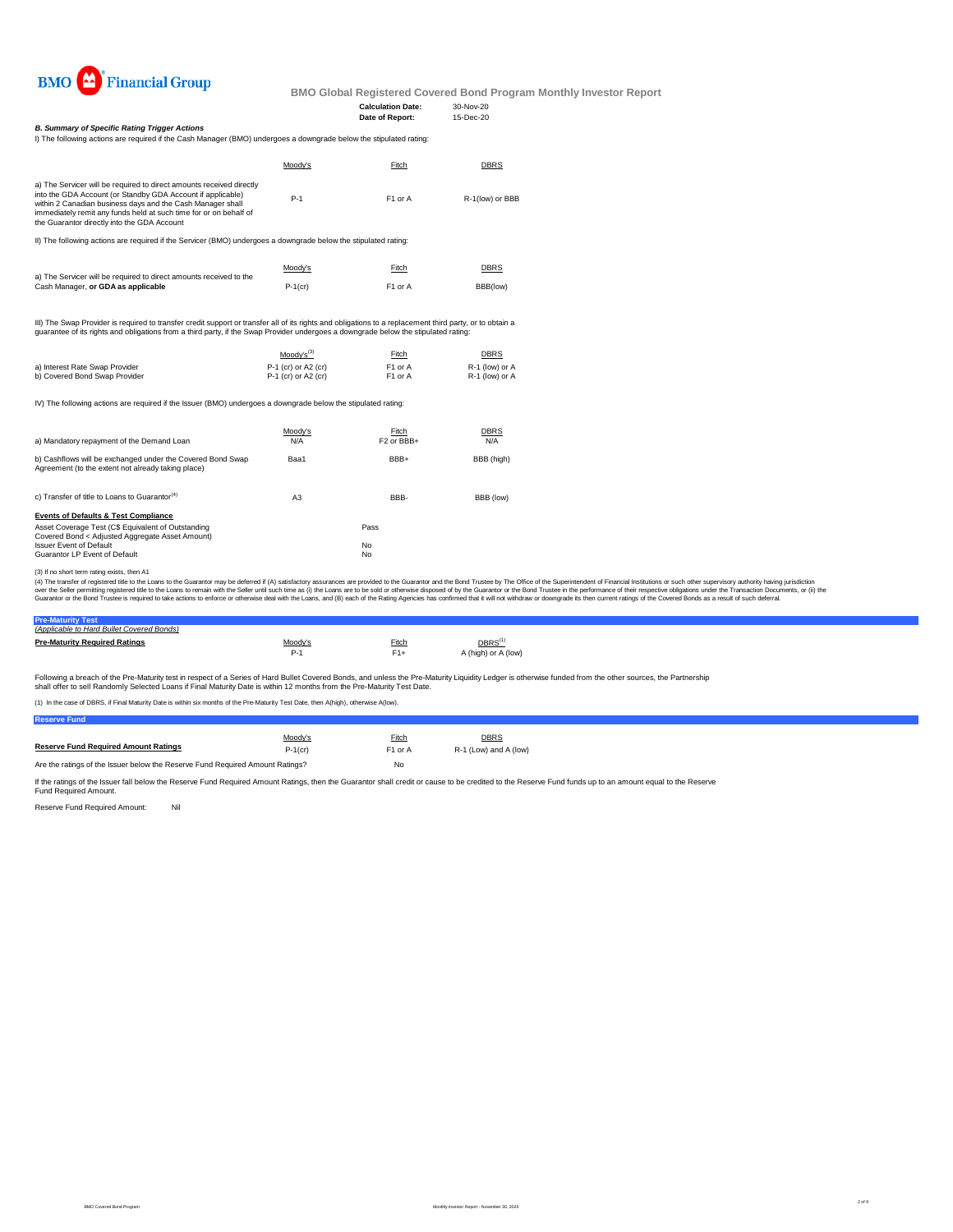# BMO Financial Group

## BMO Global Registered Covered Bond Program Monthly Investor Report

**Calculation Date:** 30-Nov-20
**Date of Report:** 15-Dec-20

### *B. Summary of Specific Rating Trigger Actions*

I) The following actions are required if the Cash Manager (BMO) undergoes a downgrade below the stipulated rating:

| | Moody's | Fitch | DBRS |
|---|---|---|---|
| a) The Servicer will be required to direct amounts received directly into the GDA Account (or Standby GDA Account if applicable) within 2 Canadian business days and the Cash Manager shall immediately remit any funds held at such time for or on behalf of the Guarantor directly into the GDA Account | P-1 | F1 or A | R-1(low) or BBB |

II) The following actions are required if the Servicer (BMO) undergoes a downgrade below the stipulated rating:

| | Moody's | Fitch | DBRS |
|---|---|---|---|
| a) The Servicer will be required to direct amounts received to the Cash Manager, **or GDA as applicable** | P-1(cr) | F1 or A | BBB(low) |

III) The Swap Provider is required to transfer credit support or transfer all of its rights and obligations to a replacement third party, or to obtain a guarantee of its rights and obligations from a third party, if the Swap Provider undergoes a downgrade below the stipulated rating:

| | Moody's[3] | Fitch | DBRS |
|---|---|---|---|
| a) Interest Rate Swap Provider | P-1 (cr) or A2 (cr) | F1 or A | R-1 (low) or A |
| b) Covered Bond Swap Provider | P-1 (cr) or A2 (cr) | F1 or A | R-1 (low) or A |

IV) The following actions are required if the Issuer (BMO) undergoes a downgrade below the stipulated rating:

| | Moody's | Fitch | DBRS |
|---|---|---|---|
| a) Mandatory repayment of the Demand Loan | N/A | F2 or BBB+ | N/A |
| b) Cashflows will be exchanged under the Covered Bond Swap Agreement (to the extent not already taking place) | Baa1 | BBB+ | BBB (high) |
| c) Transfer of title to Loans to Guarantor[4] | A3 | BBB- | BBB (low) |

**Events of Defaults & Test Compliance**

| | |
|---|---|
| Asset Coverage Test (C$ Equivalent of Outstanding Covered Bond < Adjusted Aggregate Asset Amount) | Pass |
| Issuer Event of Default | No |
| Guarantor LP Event of Default | No |

(3) If no short term rating exists, then A1

(4) The transfer of registered title to the Loans to the Guarantor may be deferred if (A) satisfactory assurances are provided to the Guarantor and the Bond Trustee by The Office of the Superintendent of Financial Institutions or such other supervisory authority having jurisdiction over the Seller permitting registered title to the Loans to remain with the Seller until such time as (i) the Loans are to be sold or otherwise disposed of by the Guarantor or the Bond Trustee in the performance of their respective obligations under the Transaction Documents, or (ii) the Guarantor or the Bond Trustee is required to take actions to enforce or otherwise deal with the Loans, and (B) each of the Rating Agencies has confirmed that it will not withdraw or downgrade its then current ratings of the Covered Bonds as a result of such deferral.

### Pre-Maturity Test

*(Applicable to Hard Bullet Covered Bonds)*

| **Pre-Maturity Required Ratings** | Moody's | Fitch | DBRS[1] |
|---|---|---|---|
| | P-1 | F1+ | A (high) or A (low) |

Following a breach of the Pre-Maturity test in respect of a Series of Hard Bullet Covered Bonds, and unless the Pre-Maturity Liquidity Ledger is otherwise funded from the other sources, the Partnership shall offer to sell Randomly Selected Loans if Final Maturity Date is within 12 months from the Pre-Maturity Test Date.

(1) In the case of DBRS, if Final Maturity Date is within six months of the Pre-Maturity Test Date, then A(high), otherwise A(low).

### Reserve Fund

| **Reserve Fund Required Amount Ratings** | Moody's | Fitch | DBRS |
|---|---|---|---|
| | P-1(cr) | F1 or A | R-1 (Low) and A (low) |

Are the ratings of the Issuer below the Reserve Fund Required Amount Ratings? No

If the ratings of the Issuer fall below the Reserve Fund Required Amount Ratings, then the Guarantor shall credit or cause to be credited to the Reserve Fund funds up to an amount equal to the Reserve Fund Required Amount.

Reserve Fund Required Amount: Nil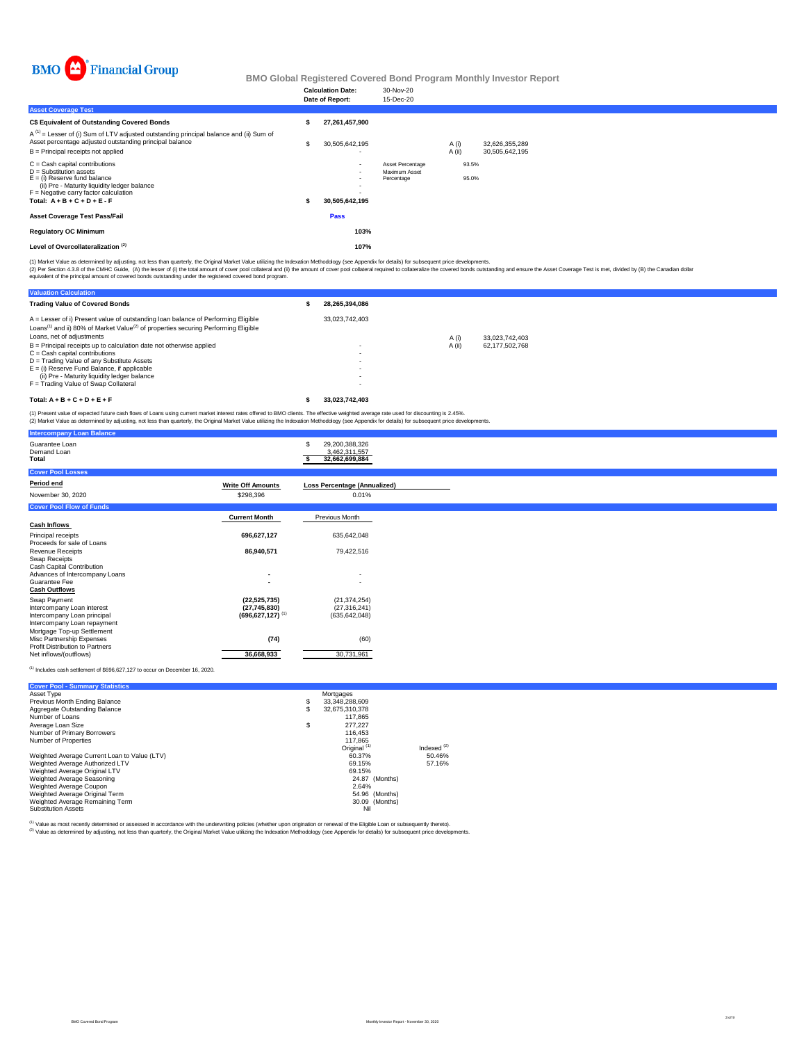BMO Financial Group

## BMO Global Registered Covered Bond Program Monthly Investor Report

| | |
|---|---|
| **Calculation Date:** | 30-Nov-20 |
| **Date of Report:** | 15-Dec-20 |

### Asset Coverage Test

| | | | | |
|---|---|---|---|---|
| **C$ Equivalent of Outstanding Covered Bonds** | **$ 27,261,457,900** | | | |
| A [1] = Lesser of (i) Sum of LTV adjusted outstanding principal balance and (ii) Sum of Asset percentage adjusted outstanding principal balance | $ 30,505,642,195 | | A (i) | 32,626,355,289 |
| B = Principal receipts not applied | - | | A (ii) | 30,505,642,195 |
| C = Cash capital contributions | - | Asset Percentage | 93.5% | |
| D = Substitution assets | - | Maximum Asset Percentage | 95.0% | |
| E = (i) Reserve fund balance | - | | | |
| (ii) Pre - Maturity liquidity ledger balance | - | | | |
| F = Negative carry factor calculation | - | | | |
| **Total: A + B + C + D + E - F** | **$ 30,505,642,195** | | | |
| **Asset Coverage Test Pass/Fail** | **Pass** | | | |
| **Regulatory OC Minimum** | **103%** | | | |
| **Level of Overcollateralization [2]** | **107%** | | | |

(1) Market Value as determined by adjusting, not less than quarterly, the Original Market Value utilizing the Indexation Methodology (see Appendix for details) for subsequent price developments.
(2) Per Section 4.3.8 of the CMHC Guide, (A) the lesser of (i) the total amount of cover pool collateral and (ii) the amount of cover pool collateral required to collateralize the covered bonds outstanding and ensure the Asset Coverage Test is met, divided by (B) the Canadian dollar equivalent of the principal amount of covered bonds outstanding under the registered covered bond program.

### Valuation Calculation

| | | | |
|---|---|---|---|
| **Trading Value of Covered Bonds** | **$ 28,265,394,086** | | |
| A = Lesser of i) Present value of outstanding loan balance of Performing Eligible Loans[1] and ii) 80% of Market Value[2] of properties securing Performing Eligible Loans, net of adjustments | 33,023,742,403 | A (i) | 33,023,742,403 |
| B = Principal receipts up to calculation date not otherwise applied | - | A (ii) | 62,177,502,768 |
| C = Cash capital contributions | - | | |
| D = Trading Value of any Substitute Assets | - | | |
| E = (i) Reserve Fund Balance, if applicable | - | | |
| (ii) Pre - Maturity liquidity ledger balance | - | | |
| F = Trading Value of Swap Collateral | - | | |
| **Total: A + B + C + D + E + F** | **$ 33,023,742,403** | | |

(1) Present value of expected future cash flows of Loans using current market interest rates offered to BMO clients. The effective weighted average rate used for discounting is 2.45%.
(2) Market Value as determined by adjusting, not less than quarterly, the Original Market Value utilizing the Indexation Methodology (see Appendix for details) for subsequent price developments.

### Intercompany Loan Balance

| | |
|---|---|
| Guarantee Loan | $ 29,200,388,326 |
| Demand Loan | 3,462,311,557 |
| **Total** | **$ 32,662,699,884** |

### Cover Pool Losses

| **Period end** | **Write Off Amounts** | **Loss Percentage (Annualized)** |
|---|---|---|
| November 30, 2020 | $298,396 | 0.01% |

### Cover Pool Flow of Funds

| | **Current Month** | Previous Month |
|---|---|---|
| **Cash Inflows** | | |
| Principal receipts | **696,627,127** | 635,642,048 |
| Proceeds for sale of Loans | | |
| Revenue Receipts | **86,940,571** | 79,422,516 |
| Swap Receipts | | |
| Cash Capital Contribution | | |
| Advances of Intercompany Loans | **-** | - |
| Guarantee Fee | **-** | - |
| **Cash Outflows** | | |
| Swap Payment | **(22,525,735)** | (21,374,254) |
| Intercompany Loan interest | **(27,745,830)** | (27,316,241) |
| Intercompany Loan principal | **(696,627,127)** [1] | (635,642,048) |
| Intercompany Loan repayment | | |
| Mortgage Top-up Settlement | | |
| Misc Partnership Expenses | **(74)** | (60) |
| Profit Distribution to Partners | | |
| Net inflows/(outflows) | **36,668,933** | 30,731,961 |

[1] Includes cash settlement of $696,627,127 to occur on December 16, 2020.

### Cover Pool - Summary Statistics

| | | |
|---|---|---|
| Asset Type | Mortgages | |
| Previous Month Ending Balance | $ 33,348,288,609 | |
| Aggregate Outstanding Balance | $ 32,675,310,378 | |
| Number of Loans | 117,865 | |
| Average Loan Size | $ 277,227 | |
| Number of Primary Borrowers | 116,453 | |
| Number of Properties | 117,865 | |
| | Original [1] | Indexed [2] |
| Weighted Average Current Loan to Value (LTV) | 60.37% | 50.46% |
| Weighted Average Authorized LTV | 69.15% | 57.16% |
| Weighted Average Original LTV | 69.15% | |
| Weighted Average Seasoning | 24.87 (Months) | |
| Weighted Average Coupon | 2.64% | |
| Weighted Average Original Term | 54.96 (Months) | |
| Weighted Average Remaining Term | 30.09 (Months) | |
| Substitution Assets | Nil | |

[1] Value as most recently determined or assessed in accordance with the underwriting policies (whether upon origination or renewal of the Eligible Loan or subsequently thereto).
[2] Value as determined by adjusting, not less than quarterly, the Original Market Value utilizing the Indexation Methodology (see Appendix for details) for subsequent price developments.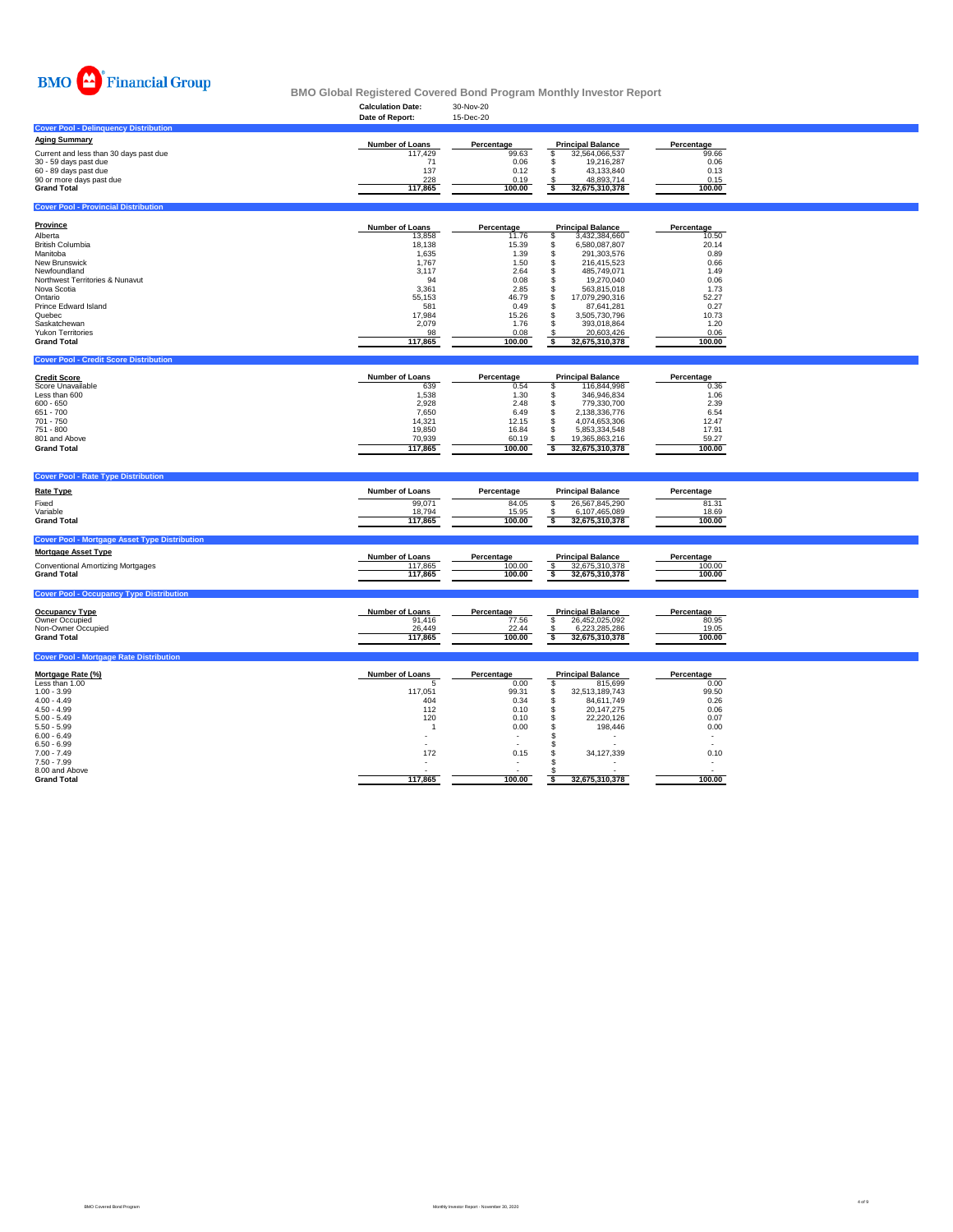BMO Financial Group

# BMO Global Registered Covered Bond Program Monthly Investor Report

**Calculation Date:** 30-Nov-20
**Date of Report:** 15-Dec-20

## Cover Pool - Delinquency Distribution

| Aging Summary | Number of Loans | Percentage | Principal Balance | Percentage |
|---|---|---|---|---|
| Current and less than 30 days past due | 117,429 | 99.63 | $ 32,564,066,537 | 99.66 |
| 30 - 59 days past due | 71 | 0.06 | $ 19,216,287 | 0.06 |
| 60 - 89 days past due | 137 | 0.12 | $ 43,133,840 | 0.13 |
| 90 or more days past due | 228 | 0.19 | $ 48,893,714 | 0.15 |
| **Grand Total** | **117,865** | **100.00** | **$ 32,675,310,378** | **100.00** |

## Cover Pool - Provincial Distribution

| Province | Number of Loans | Percentage | Principal Balance | Percentage |
|---|---|---|---|---|
| Alberta | 13,858 | 11.76 | $ 3,432,384,660 | 10.50 |
| British Columbia | 18,138 | 15.39 | $ 6,580,087,807 | 20.14 |
| Manitoba | 1,635 | 1.39 | $ 291,303,576 | 0.89 |
| New Brunswick | 1,767 | 1.50 | $ 216,415,523 | 0.66 |
| Newfoundland | 3,117 | 2.64 | $ 485,749,071 | 1.49 |
| Northwest Territories & Nunavut | 94 | 0.08 | $ 19,270,040 | 0.06 |
| Nova Scotia | 3,361 | 2.85 | $ 563,815,018 | 1.73 |
| Ontario | 55,153 | 46.79 | $ 17,079,290,316 | 52.27 |
| Prince Edward Island | 581 | 0.49 | $ 87,641,281 | 0.27 |
| Quebec | 17,984 | 15.26 | $ 3,505,730,796 | 10.73 |
| Saskatchewan | 2,079 | 1.76 | $ 393,018,864 | 1.20 |
| Yukon Territories | 98 | 0.08 | $ 20,603,426 | 0.06 |
| **Grand Total** | **117,865** | **100.00** | **$ 32,675,310,378** | **100.00** |

## Cover Pool - Credit Score Distribution

| Credit Score | Number of Loans | Percentage | Principal Balance | Percentage |
|---|---|---|---|---|
| Score Unavailable | 639 | 0.54 | $ 116,844,998 | 0.36 |
| Less than 600 | 1,538 | 1.30 | $ 346,946,834 | 1.06 |
| 600 - 650 | 2,928 | 2.48 | $ 779,330,700 | 2.39 |
| 651 - 700 | 7,650 | 6.49 | $ 2,138,336,776 | 6.54 |
| 701 - 750 | 14,321 | 12.15 | $ 4,074,653,306 | 12.47 |
| 751 - 800 | 19,850 | 16.84 | $ 5,853,334,548 | 17.91 |
| 801 and Above | 70,939 | 60.19 | $ 19,365,863,216 | 59.27 |
| **Grand Total** | **117,865** | **100.00** | **$ 32,675,310,378** | **100.00** |

## Cover Pool - Rate Type Distribution

| Rate Type | Number of Loans | Percentage | Principal Balance | Percentage |
|---|---|---|---|---|
| Fixed | 99,071 | 84.05 | $ 26,567,845,290 | 81.31 |
| Variable | 18,794 | 15.95 | $ 6,107,465,089 | 18.69 |
| **Grand Total** | **117,865** | **100.00** | **$ 32,675,310,378** | **100.00** |

## Cover Pool - Mortgage Asset Type Distribution

| Mortgage Asset Type | Number of Loans | Percentage | Principal Balance | Percentage |
|---|---|---|---|---|
| Conventional Amortizing Mortgages | 117,865 | 100.00 | $ 32,675,310,378 | 100.00 |
| **Grand Total** | **117,865** | **100.00** | **$ 32,675,310,378** | **100.00** |

## Cover Pool - Occupancy Type Distribution

| Occupancy Type | Number of Loans | Percentage | Principal Balance | Percentage |
|---|---|---|---|---|
| Owner Occupied | 91,416 | 77.56 | $ 26,452,025,092 | 80.95 |
| Non-Owner Occupied | 26,449 | 22.44 | $ 6,223,285,286 | 19.05 |
| **Grand Total** | **117,865** | **100.00** | **$ 32,675,310,378** | **100.00** |

## Cover Pool - Mortgage Rate Distribution

| Mortgage Rate (%) | Number of Loans | Percentage | Principal Balance | Percentage |
|---|---|---|---|---|
| Less than 1.00 | 5 | 0.00 | $ 815,699 | 0.00 |
| 1.00 - 3.99 | 117,051 | 99.31 | $ 32,513,189,743 | 99.50 |
| 4.00 - 4.49 | 404 | 0.34 | $ 84,611,749 | 0.26 |
| 4.50 - 4.99 | 112 | 0.10 | $ 20,147,275 | 0.06 |
| 5.00 - 5.49 | 120 | 0.10 | $ 22,220,126 | 0.07 |
| 5.50 - 5.99 | 1 | 0.00 | $ 198,446 | 0.00 |
| 6.00 - 6.49 | - | - | $ - | - |
| 6.50 - 6.99 | - | - | $ - | - |
| 7.00 - 7.49 | 172 | 0.15 | $ 34,127,339 | 0.10 |
| 7.50 - 7.99 | - | - | $ - | - |
| 8.00 and Above | - | - | $ - | - |
| **Grand Total** | **117,865** | **100.00** | **$ 32,675,310,378** | **100.00** |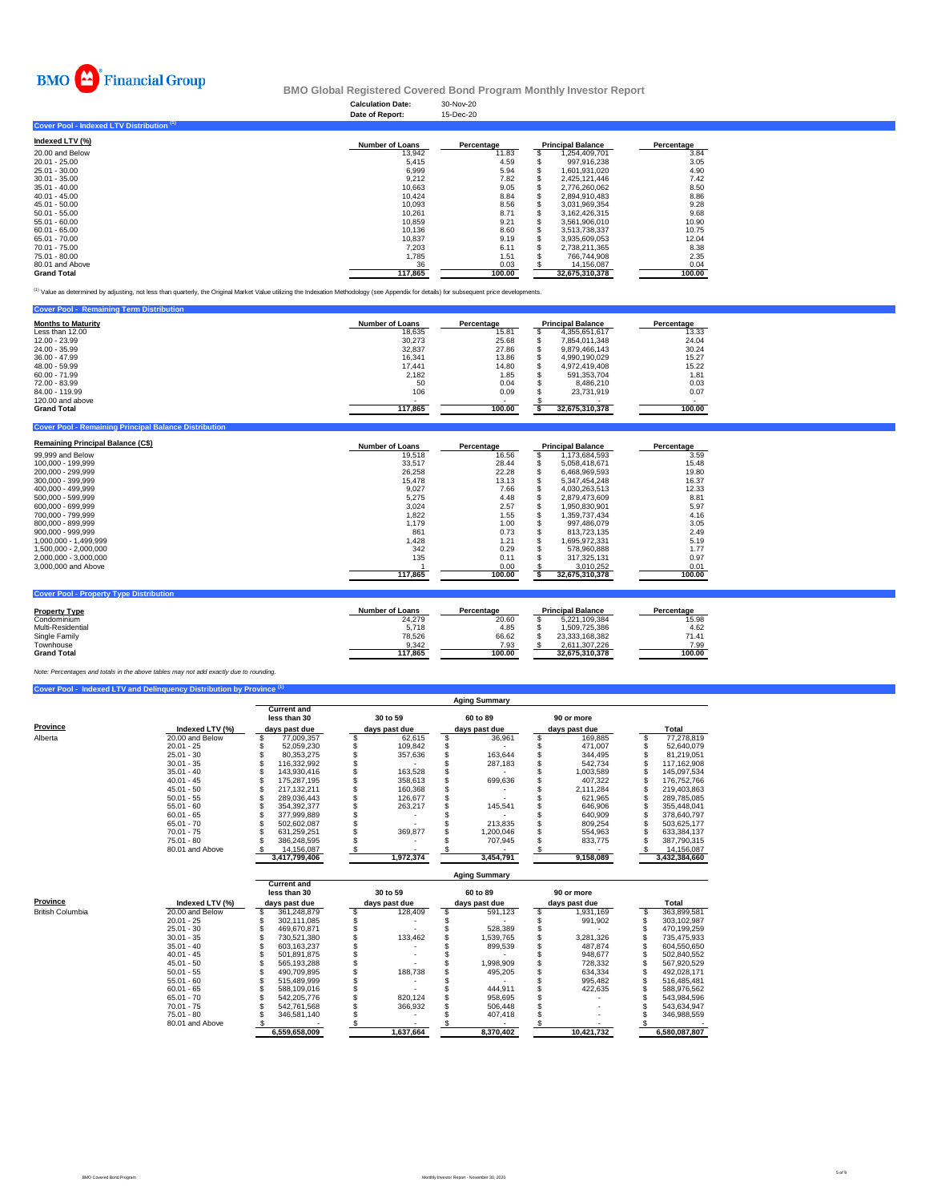BMO Financial Group

# BMO Global Registered Covered Bond Program Monthly Investor Report

**Calculation Date:** 30-Nov-20
**Date of Report:** 15-Dec-20

## Cover Pool - Indexed LTV Distribution [1]

| Indexed LTV (%) | Number of Loans | Percentage | Principal Balance | Percentage |
|---|---|---|---|---|
| 20.00 and Below | 13,942 | 11.83 | $ 1,254,409,701 | 3.84 |
| 20.01 - 25.00 | 5,415 | 4.59 | $ 997,916,238 | 3.05 |
| 25.01 - 30.00 | 6,999 | 5.94 | $ 1,601,931,020 | 4.90 |
| 30.01 - 35.00 | 9,212 | 7.82 | $ 2,425,121,446 | 7.42 |
| 35.01 - 40.00 | 10,663 | 9.05 | $ 2,776,260,062 | 8.50 |
| 40.01 - 45.00 | 10,424 | 8.84 | $ 2,894,910,483 | 8.86 |
| 45.01 - 50.00 | 10,093 | 8.56 | $ 3,031,969,354 | 9.28 |
| 50.01 - 55.00 | 10,261 | 8.71 | $ 3,162,426,315 | 9.68 |
| 55.01 - 60.00 | 10,859 | 9.21 | $ 3,561,906,010 | 10.90 |
| 60.01 - 65.00 | 10,136 | 8.60 | $ 3,513,738,337 | 10.75 |
| 65.01 - 70.00 | 10,837 | 9.19 | $ 3,935,609,053 | 12.04 |
| 70.01 - 75.00 | 7,203 | 6.11 | $ 2,738,211,365 | 8.38 |
| 75.01 - 80.00 | 1,785 | 1.51 | $ 766,744,908 | 2.35 |
| 80.01 and Above | 36 | 0.03 | $ 14,156,087 | 0.04 |
| **Grand Total** | **117,865** | **100.00** | **32,675,310,378** | **100.00** |

[1] Value as determined by adjusting, not less than quarterly, the Original Market Value utilizing the Indexation Methodology (see Appendix for details) for subsequent price developments.

## Cover Pool - Remaining Term Distribution

| Months to Maturity | Number of Loans | Percentage | Principal Balance | Percentage |
|---|---|---|---|---|
| Less than 12.00 | 18,635 | 15.81 | $ 4,355,651,617 | 13.33 |
| 12.00 - 23.99 | 30,273 | 25.68 | $ 7,854,011,348 | 24.04 |
| 24.00 - 35.99 | 32,837 | 27.86 | $ 9,879,466,143 | 30.24 |
| 36.00 - 47.99 | 16,341 | 13.86 | $ 4,990,190,029 | 15.27 |
| 48.00 - 59.99 | 17,441 | 14.80 | $ 4,972,419,408 | 15.22 |
| 60.00 - 71.99 | 2,182 | 1.85 | $ 591,353,704 | 1.81 |
| 72.00 - 83.99 | 50 | 0.04 | $ 8,486,210 | 0.03 |
| 84.00 - 119.99 | 106 | 0.09 | $ 23,731,919 | 0.07 |
| 120.00 and above | - | - | $ - | - |
| **Grand Total** | **117,865** | **100.00** | **$ 32,675,310,378** | **100.00** |

## Cover Pool - Remaining Principal Balance Distribution

| Remaining Principal Balance (C$) | Number of Loans | Percentage | Principal Balance | Percentage |
|---|---|---|---|---|
| 99,999 and Below | 19,518 | 16.56 | $ 1,173,684,593 | 3.59 |
| 100,000 - 199,999 | 33,517 | 28.44 | $ 5,058,418,671 | 15.48 |
| 200,000 - 299,999 | 26,258 | 22.28 | $ 6,468,969,593 | 19.80 |
| 300,000 - 399,999 | 15,478 | 13.13 | $ 5,347,454,248 | 16.37 |
| 400,000 - 499,999 | 9,027 | 7.66 | $ 4,030,263,513 | 12.33 |
| 500,000 - 599,999 | 5,275 | 4.48 | $ 2,879,473,609 | 8.81 |
| 600,000 - 699,999 | 3,024 | 2.57 | $ 1,950,830,901 | 5.97 |
| 700,000 - 799,999 | 1,822 | 1.55 | $ 1,359,737,434 | 4.16 |
| 800,000 - 899,999 | 1,179 | 1.00 | $ 997,486,079 | 3.05 |
| 900,000 - 999,999 | 861 | 0.73 | $ 813,723,135 | 2.49 |
| 1,000,000 - 1,499,999 | 1,428 | 1.21 | $ 1,695,972,331 | 5.19 |
| 1,500,000 - 2,000,000 | 342 | 0.29 | $ 578,960,888 | 1.77 |
| 2,000,000 - 3,000,000 | 135 | 0.11 | $ 317,325,131 | 0.97 |
| 3,000,000 and Above | 1 | 0.00 | $ 3,010,252 | 0.01 |
| | **117,865** | **100.00** | **$ 32,675,310,378** | **100.00** |

## Cover Pool - Property Type Distribution

| Property Type | Number of Loans | Percentage | Principal Balance | Percentage |
|---|---|---|---|---|
| Condominium | 24,279 | 20.60 | $ 5,221,109,384 | 15.98 |
| Multi-Residential | 5,718 | 4.85 | $ 1,509,725,386 | 4.62 |
| Single Family | 78,526 | 66.62 | $ 23,333,168,382 | 71.41 |
| Townhouse | 9,342 | 7.93 | $ 2,611,307,226 | 7.99 |
| **Grand Total** | **117,865** | **100.00** | **32,675,310,378** | **100.00** |

*Note: Percentages and totals in the above tables may not add exactly due to rounding.*

## Cover Pool - Indexed LTV and Delinquency Distribution by Province [1]

| | | Aging Summary | | | | |
|---|---|---|---|---|---|---|
| **Province** | **Indexed LTV (%)** | **Current and less than 30 days past due** | **30 to 59 days past due** | **60 to 89 days past due** | **90 or more days past due** | **Total** |
| Alberta | 20.00 and Below | $ 77,009,357 | $ 62,615 | $ 36,961 | $ 169,885 | $ 77,278,819 |
| | 20.01 - 25 | $ 52,059,230 | $ 109,842 | $ - | $ 471,007 | $ 52,640,079 |
| | 25.01 - 30 | $ 80,353,275 | $ 357,636 | $ 163,644 | $ 344,495 | $ 81,219,051 |
| | 30.01 - 35 | $ 116,332,992 | $ - | $ 287,183 | $ 542,734 | $ 117,162,908 |
| | 35.01 - 40 | $ 143,930,416 | $ 163,528 | $ - | $ 1,003,589 | $ 145,097,534 |
| | 40.01 - 45 | $ 175,287,195 | $ 358,613 | $ 699,636 | $ 407,322 | $ 176,752,766 |
| | 45.01 - 50 | $ 217,132,211 | $ 160,368 | $ - | $ 2,111,284 | $ 219,403,863 |
| | 50.01 - 55 | $ 289,036,443 | $ 126,677 | $ - | $ 621,965 | $ 289,785,085 |
| | 55.01 - 60 | $ 354,392,377 | $ 263,217 | $ 145,541 | $ 646,906 | $ 355,448,041 |
| | 60.01 - 65 | $ 377,999,889 | $ - | $ - | $ 640,909 | $ 378,640,797 |
| | 65.01 - 70 | $ 502,602,087 | $ - | $ 213,835 | $ 809,254 | $ 503,625,177 |
| | 70.01 - 75 | $ 631,259,251 | $ 369,877 | $ 1,200,046 | $ 554,963 | $ 633,384,137 |
| | 75.01 - 80 | $ 386,248,595 | $ - | $ 707,945 | $ 833,775 | $ 387,790,315 |
| | 80.01 and Above | $ 14,156,087 | $ - | $ - | $ - | $ 14,156,087 |
| | | **3,417,799,406** | **1,972,374** | **3,454,791** | **9,158,089** | **3,432,384,660** |

| | | Aging Summary | | | | |
|---|---|---|---|---|---|---|
| **Province** | **Indexed LTV (%)** | **Current and less than 30 days past due** | **30 to 59 days past due** | **60 to 89 days past due** | **90 or more days past due** | **Total** |
| British Columbia | 20.00 and Below | $ 361,248,879 | $ 128,409 | $ 591,123 | $ 1,931,169 | $ 363,899,581 |
| | 20.01 - 25 | $ 302,111,085 | $ - | $ - | $ 991,902 | $ 303,102,987 |
| | 25.01 - 30 | $ 469,670,871 | $ - | $ 528,389 | $ - | $ 470,199,259 |
| | 30.01 - 35 | $ 730,521,380 | $ 133,462 | $ 1,539,765 | $ 3,281,326 | $ 735,475,933 |
| | 35.01 - 40 | $ 603,163,237 | $ - | $ 899,539 | $ 487,874 | $ 604,550,650 |
| | 40.01 - 45 | $ 501,891,875 | $ - | $ - | $ 948,677 | $ 502,840,552 |
| | 45.01 - 50 | $ 565,193,288 | $ - | $ 1,998,909 | $ 728,332 | $ 567,920,529 |
| | 50.01 - 55 | $ 490,709,895 | $ 188,738 | $ 495,205 | $ 634,334 | $ 492,028,171 |
| | 55.01 - 60 | $ 515,489,999 | $ - | $ - | $ 995,482 | $ 516,485,481 |
| | 60.01 - 65 | $ 588,109,016 | $ - | $ 444,911 | $ 422,635 | $ 588,976,562 |
| | 65.01 - 70 | $ 542,205,776 | $ 820,124 | $ 958,695 | $ - | $ 543,984,596 |
| | 70.01 - 75 | $ 542,761,568 | $ 366,932 | $ 506,448 | $ - | $ 543,634,947 |
| | 75.01 - 80 | $ 346,581,140 | $ - | $ 407,418 | $ - | $ 346,988,559 |
| | 80.01 and Above | $ - | $ - | $ - | $ - | $ - |
| | | **6,559,658,009** | **1,637,664** | **8,370,402** | **10,421,732** | **6,580,087,807** |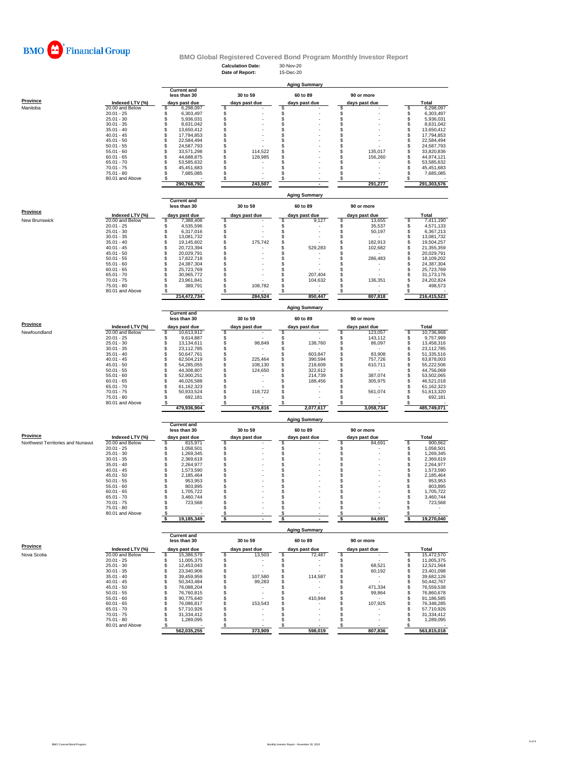BMO Financial Group

## BMO Global Registered Covered Bond Program Monthly Investor Report

**Calculation Date:** 30-Nov-20
**Date of Report:** 15-Dec-20

### Aging Summary

| Province | Indexed LTV (%) | Current and less than 30 days past due | 30 to 59 days past due | 60 to 89 days past due | 90 or more days past due | Total |
|---|---|---|---|---|---|---|
| Manitoba | 20.00 and Below | $ 6,298,097 | $ - | $ - | $ - | $ 6,298,097 |
| | 20.01 - 25 | $ 6,303,497 | $ - | $ - | $ - | $ 6,303,497 |
| | 25.01 - 30 | $ 5,936,031 | $ - | $ - | $ - | $ 5,936,031 |
| | 30.01 - 35 | $ 8,631,042 | $ - | $ - | $ - | $ 8,631,042 |
| | 35.01 - 40 | $ 13,650,412 | $ - | $ - | $ - | $ 13,650,412 |
| | 40.01 - 45 | $ 17,794,853 | $ - | $ - | $ - | $ 17,794,853 |
| | 45.01 - 50 | $ 22,584,494 | $ - | $ - | $ - | $ 22,584,494 |
| | 50.01 - 55 | $ 24,587,793 | $ - | $ - | $ - | $ 24,587,793 |
| | 55.01 - 60 | $ 33,571,298 | $ 114,522 | $ - | $ 135,017 | $ 33,820,836 |
| | 60.01 - 65 | $ 44,688,875 | $ 128,985 | $ - | $ 156,260 | $ 44,974,121 |
| | 65.01 - 70 | $ 53,585,632 | $ - | $ - | $ - | $ 53,585,632 |
| | 70.01 - 75 | $ 45,451,683 | $ - | $ - | $ - | $ 45,451,683 |
| | 75.01 - 80 | $ 7,685,085 | $ - | $ - | $ - | $ 7,685,085 |
| | 80.01 and Above | $ - | $ - | $ - | $ - | $ - |
| | | 290,768,792 | 243,507 | - | 291,277 | 291,303,576 |

### Aging Summary

| Province | Indexed LTV (%) | Current and less than 30 days past due | 30 to 59 days past due | 60 to 89 days past due | 90 or more days past due | Total |
|---|---|---|---|---|---|---|
| New Brunswick | 20.00 and Below | $ 7,388,408 | $ - | $ 9,127 | $ 13,655 | $ 7,411,190 |
| | 20.01 - 25 | $ 4,535,596 | $ - | $ - | $ 35,537 | $ 4,571,133 |
| | 25.01 - 30 | $ 6,317,016 | $ - | $ - | $ 50,197 | $ 6,367,213 |
| | 30.01 - 35 | $ 13,081,732 | $ - | $ - | $ - | $ 13,081,732 |
| | 35.01 - 40 | $ 19,145,602 | $ 175,742 | $ - | $ 182,913 | $ 19,504,257 |
| | 40.01 - 45 | $ 20,723,394 | $ - | $ 529,283 | $ 102,682 | $ 21,355,359 |
| | 45.01 - 50 | $ 20,029,791 | $ - | $ - | $ - | $ 20,029,791 |
| | 50.01 - 55 | $ 17,822,718 | $ - | $ - | $ 286,483 | $ 18,109,202 |
| | 55.01 - 60 | $ 24,387,304 | $ - | $ - | $ - | $ 24,387,304 |
| | 60.01 - 65 | $ 25,723,769 | $ - | $ - | $ - | $ 25,723,769 |
| | 65.01 - 70 | $ 30,965,772 | $ - | $ 207,404 | $ - | $ 31,173,176 |
| | 70.01 - 75 | $ 23,961,841 | $ - | $ 104,632 | $ 136,351 | $ 24,202,824 |
| | 75.01 - 80 | $ 389,791 | $ 108,782 | $ - | $ - | $ 498,573 |
| | 80.01 and Above | $ - | $ - | $ - | $ - | $ - |
| | | 214,472,734 | 284,524 | 850,447 | 807,818 | 216,415,523 |

### Aging Summary

| Province | Indexed LTV (%) | Current and less than 30 days past due | 30 to 59 days past due | 60 to 89 days past due | 90 or more days past due | Total |
|---|---|---|---|---|---|---|
| Newfoundland | 20.00 and Below | $ 10,613,912 | $ - | $ - | $ 123,057 | $ 10,736,968 |
| | 20.01 - 25 | $ 9,614,887 | $ - | $ - | $ 143,112 | $ 9,757,999 |
| | 25.01 - 30 | $ 13,134,611 | $ 98,849 | $ 138,760 | $ 86,097 | $ 13,458,316 |
| | 30.01 - 35 | $ 23,112,785 | $ - | $ - | $ - | $ 23,112,785 |
| | 35.01 - 40 | $ 50,647,761 | $ - | $ 603,847 | $ 83,908 | $ 51,335,516 |
| | 40.01 - 45 | $ 62,504,219 | $ 225,464 | $ 390,594 | $ 757,726 | $ 63,878,003 |
| | 45.01 - 50 | $ 54,285,055 | $ 108,130 | $ 218,609 | $ 610,711 | $ 55,222,506 |
| | 50.01 - 55 | $ 44,308,807 | $ 124,650 | $ 322,612 | $ - | $ 44,756,069 |
| | 55.01 - 60 | $ 52,900,251 | $ - | $ 214,739 | $ 387,074 | $ 53,502,065 |
| | 60.01 - 65 | $ 46,026,588 | $ - | $ 188,456 | $ 305,975 | $ 46,521,018 |
| | 65.01 - 70 | $ 61,162,323 | $ - | $ - | $ - | $ 61,162,323 |
| | 70.01 - 75 | $ 50,933,524 | $ 118,722 | $ - | $ 561,074 | $ 51,613,320 |
| | 75.01 - 80 | $ 692,181 | $ - | $ - | $ - | $ 692,181 |
| | 80.01 and Above | $ - | $ - | $ - | $ - | $ - |
| | | 479,936,904 | 675,816 | 2,077,617 | 3,058,734 | 485,749,071 |

### Aging Summary

| Province | Indexed LTV (%) | Current and less than 30 days past due | 30 to 59 days past due | 60 to 89 days past due | 90 or more days past due | Total |
|---|---|---|---|---|---|---|
| Northwest Territories and Nunavut | 20.00 and Below | $ 815,971 | $ - | $ - | $ 84,691 | $ 900,662 |
| | 20.01 - 25 | $ 1,058,501 | $ - | $ - | $ - | $ 1,058,501 |
| | 25.01 - 30 | $ 1,269,345 | $ - | $ - | $ - | $ 1,269,345 |
| | 30.01 - 35 | $ 2,369,619 | $ - | $ - | $ - | $ 2,369,619 |
| | 35.01 - 40 | $ 2,264,977 | $ - | $ - | $ - | $ 2,264,977 |
| | 40.01 - 45 | $ 1,573,590 | $ - | $ - | $ - | $ 1,573,590 |
| | 45.01 - 50 | $ 2,185,464 | $ - | $ - | $ - | $ 2,185,464 |
| | 50.01 - 55 | $ 953,953 | $ - | $ - | $ - | $ 953,953 |
| | 55.01 - 60 | $ 803,895 | $ - | $ - | $ - | $ 803,895 |
| | 60.01 - 65 | $ 1,705,722 | $ - | $ - | $ - | $ 1,705,722 |
| | 65.01 - 70 | $ 3,460,744 | $ - | $ - | $ - | $ 3,460,744 |
| | 70.01 - 75 | $ 723,568 | $ - | $ - | $ - | $ 723,568 |
| | 75.01 - 80 | $ - | $ - | $ - | $ - | $ - |
| | 80.01 and Above | $ - | $ - | $ - | $ - | $ - |
| | | $ 19,185,349 | $ - | $ - | $ 84,691 | $ 19,270,040 |

### Aging Summary

| Province | Indexed LTV (%) | Current and less than 30 days past due | 30 to 59 days past due | 60 to 89 days past due | 90 or more days past due | Total |
|---|---|---|---|---|---|---|
| Nova Scotia | 20.00 and Below | $ 15,386,579 | $ 13,503 | $ 72,487 | $ - | $ 15,472,570 |
| | 20.01 - 25 | $ 11,005,375 | $ - | $ - | $ - | $ 11,005,375 |
| | 25.01 - 30 | $ 12,453,043 | $ - | $ - | $ 68,521 | $ 12,521,564 |
| | 30.01 - 35 | $ 23,340,906 | $ - | $ - | $ 60,192 | $ 23,401,098 |
| | 35.01 - 40 | $ 39,459,959 | $ 107,580 | $ 114,587 | $ - | $ 39,682,126 |
| | 40.01 - 45 | $ 50,343,484 | $ 99,283 | $ - | $ - | $ 50,442,767 |
| | 45.01 - 50 | $ 76,088,204 | $ - | $ - | $ 471,334 | $ 76,559,538 |
| | 50.01 - 55 | $ 76,760,815 | $ - | $ - | $ 99,864 | $ 76,860,678 |
| | 55.01 - 60 | $ 90,775,640 | $ - | $ 410,944 | $ - | $ 91,186,585 |
| | 60.01 - 65 | $ 76,086,817 | $ 153,543 | $ - | $ 107,925 | $ 76,348,285 |
| | 65.01 - 70 | $ 57,710,926 | $ - | $ - | $ - | $ 57,710,926 |
| | 70.01 - 75 | $ 31,334,412 | $ - | $ - | $ - | $ 31,334,412 |
| | 75.01 - 80 | $ 1,289,095 | $ - | $ - | $ - | $ 1,289,095 |
| | 80.01 and Above | $ - | $ - | $ - | $ - | $ - |
| | | 562,035,255 | 373,909 | 598,019 | 807,836 | 563,815,018 |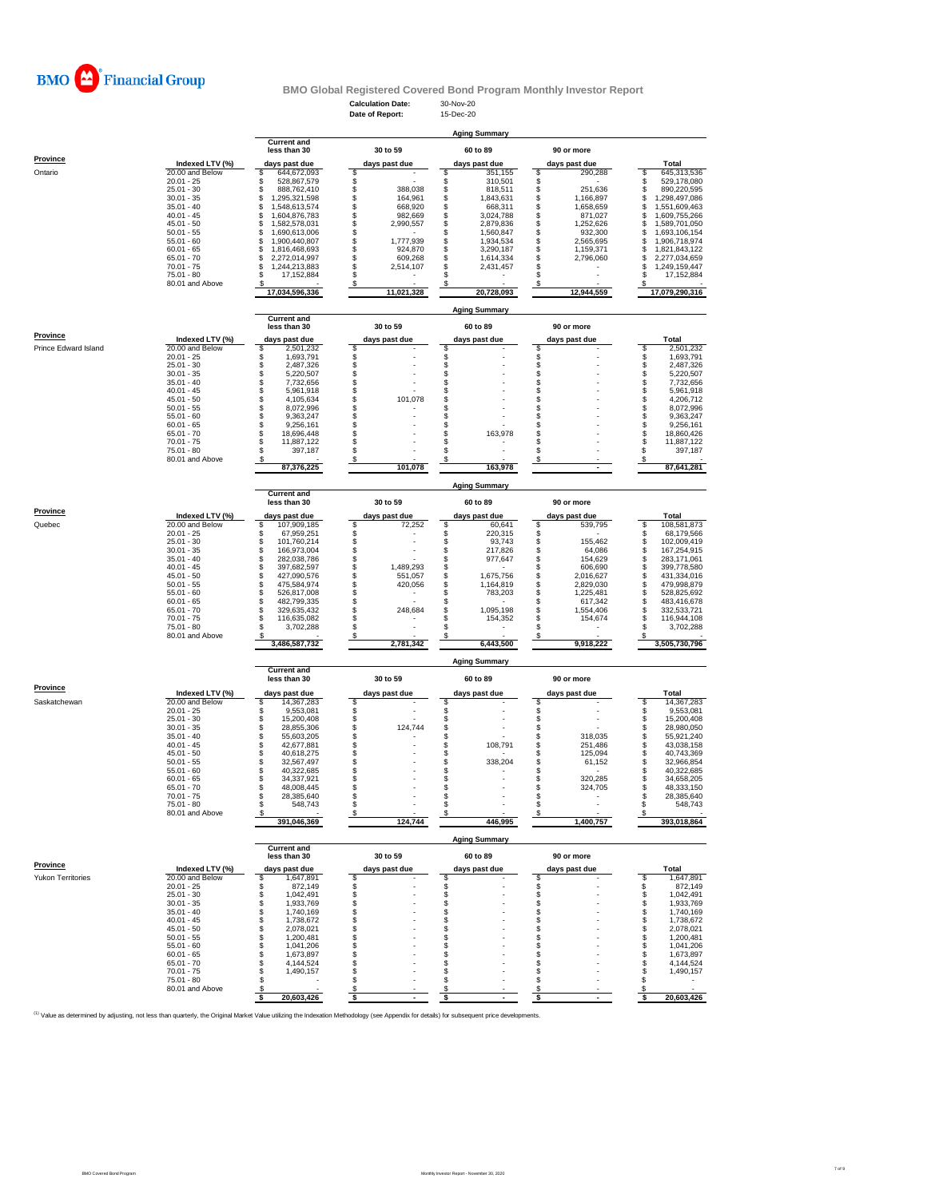BMO Financial Group

# BMO Global Registered Covered Bond Program Monthly Investor Report

**Calculation Date:** 30-Nov-20
**Date of Report:** 15-Dec-20

## Aging Summary

| Province | Indexed LTV (%) | Current and less than 30 days past due | 30 to 59 days past due | 60 to 89 days past due | 90 or more days past due | Total |
|---|---|---|---|---|---|---|
| Ontario | 20.00 and Below | $ 644,672,093 | $ - | $ 351,155 | $ 290,288 | $ 645,313,536 |
| | 20.01 - 25 | $ 528,867,579 | $ - | $ 310,501 | $ - | $ 529,178,080 |
| | 25.01 - 30 | $ 888,762,410 | $ 388,038 | $ 818,511 | $ 251,636 | $ 890,220,595 |
| | 30.01 - 35 | $ 1,295,321,598 | $ 164,961 | $ 1,843,631 | $ 1,166,897 | $ 1,298,497,086 |
| | 35.01 - 40 | $ 1,548,613,574 | $ 668,920 | $ 668,311 | $ 1,658,659 | $ 1,551,609,463 |
| | 40.01 - 45 | $ 1,604,876,783 | $ 982,669 | $ 3,024,788 | $ 871,027 | $ 1,609,755,266 |
| | 45.01 - 50 | $ 1,582,578,031 | $ 2,990,557 | $ 2,879,836 | $ 1,252,626 | $ 1,589,701,050 |
| | 50.01 - 55 | $ 1,690,613,006 | $ - | $ 1,560,847 | $ 932,300 | $ 1,693,106,154 |
| | 55.01 - 60 | $ 1,900,440,807 | $ 1,777,939 | $ 1,934,534 | $ 2,565,695 | $ 1,906,718,974 |
| | 60.01 - 65 | $ 1,816,468,693 | $ 924,870 | $ 3,290,187 | $ 1,159,371 | $ 1,821,843,122 |
| | 65.01 - 70 | $ 2,272,014,997 | $ 609,268 | $ 1,614,334 | $ 2,796,060 | $ 2,277,034,659 |
| | 70.01 - 75 | $ 1,244,213,883 | $ 2,514,107 | $ 2,431,457 | $ - | $ 1,249,159,447 |
| | 75.01 - 80 | $ 17,152,884 | $ - | $ - | $ - | $ 17,152,884 |
| | 80.01 and Above | $ - | $ - | $ - | $ - | $ - |
| | | 17,034,596,336 | 11,021,328 | 20,728,093 | 12,944,559 | 17,079,290,316 |

## Aging Summary

| Province | Indexed LTV (%) | Current and less than 30 days past due | 30 to 59 days past due | 60 to 89 days past due | 90 or more days past due | Total |
|---|---|---|---|---|---|---|
| Prince Edward Island | 20.00 and Below | $ 2,501,232 | $ - | $ - | $ - | $ 2,501,232 |
| | 20.01 - 25 | $ 1,693,791 | $ - | $ - | $ - | $ 1,693,791 |
| | 25.01 - 30 | $ 2,487,326 | $ - | $ - | $ - | $ 2,487,326 |
| | 30.01 - 35 | $ 5,220,507 | $ - | $ - | $ - | $ 5,220,507 |
| | 35.01 - 40 | $ 7,732,656 | $ - | $ - | $ - | $ 7,732,656 |
| | 40.01 - 45 | $ 5,961,918 | $ - | $ - | $ - | $ 5,961,918 |
| | 45.01 - 50 | $ 4,105,634 | $ 101,078 | $ - | $ - | $ 4,206,712 |
| | 50.01 - 55 | $ 8,072,996 | $ - | $ - | $ - | $ 8,072,996 |
| | 55.01 - 60 | $ 9,363,247 | $ - | $ - | $ - | $ 9,363,247 |
| | 60.01 - 65 | $ 9,256,161 | $ - | $ - | $ - | $ 9,256,161 |
| | 65.01 - 70 | $ 18,696,448 | $ - | $ 163,978 | $ - | $ 18,860,426 |
| | 70.01 - 75 | $ 11,887,122 | $ - | $ - | $ - | $ 11,887,122 |
| | 75.01 - 80 | $ 397,187 | $ - | $ - | $ - | $ 397,187 |
| | 80.01 and Above | $ - | $ - | $ - | $ - | $ - |
| | | 87,376,225 | 101,078 | 163,978 | - | 87,641,281 |

## Aging Summary

| Province | Indexed LTV (%) | Current and less than 30 days past due | 30 to 59 days past due | 60 to 89 days past due | 90 or more days past due | Total |
|---|---|---|---|---|---|---|
| Quebec | 20.00 and Below | $ 107,909,185 | $ 72,252 | $ 60,641 | $ 539,795 | $ 108,581,873 |
| | 20.01 - 25 | $ 67,959,251 | $ - | $ 220,315 | $ - | $ 68,179,566 |
| | 25.01 - 30 | $ 101,760,214 | $ - | $ 93,743 | $ 155,462 | $ 102,009,419 |
| | 30.01 - 35 | $ 166,973,004 | $ - | $ 217,826 | $ 64,086 | $ 167,254,915 |
| | 35.01 - 40 | $ 282,038,786 | $ - | $ 977,647 | $ 154,629 | $ 283,171,061 |
| | 40.01 - 45 | $ 397,682,597 | $ 1,489,293 | $ - | $ 606,690 | $ 399,778,580 |
| | 45.01 - 50 | $ 427,090,576 | $ 551,057 | $ 1,675,756 | $ 2,016,627 | $ 431,334,016 |
| | 50.01 - 55 | $ 475,584,974 | $ 420,056 | $ 1,164,819 | $ 2,829,030 | $ 479,998,879 |
| | 55.01 - 60 | $ 526,817,008 | $ - | $ 783,203 | $ 1,225,481 | $ 528,825,692 |
| | 60.01 - 65 | $ 482,799,335 | $ - | $ - | $ 617,342 | $ 483,416,678 |
| | 65.01 - 70 | $ 329,635,432 | $ 248,684 | $ 1,095,198 | $ 1,554,406 | $ 332,533,721 |
| | 70.01 - 75 | $ 116,635,082 | $ - | $ 154,352 | $ 154,674 | $ 116,944,108 |
| | 75.01 - 80 | $ 3,702,288 | $ - | $ - | $ - | $ 3,702,288 |
| | 80.01 and Above | $ - | $ - | $ - | $ - | $ - |
| | | 3,486,587,732 | 2,781,342 | 6,443,500 | 9,918,222 | 3,505,730,796 |

## Aging Summary

| Province | Indexed LTV (%) | Current and less than 30 days past due | 30 to 59 days past due | 60 to 89 days past due | 90 or more days past due | Total |
|---|---|---|---|---|---|---|
| Saskatchewan | 20.00 and Below | $ 14,367,283 | $ - | $ - | $ - | $ 14,367,283 |
| | 20.01 - 25 | $ 9,553,081 | $ - | $ - | $ - | $ 9,553,081 |
| | 25.01 - 30 | $ 15,200,408 | $ - | $ - | $ - | $ 15,200,408 |
| | 30.01 - 35 | $ 28,855,306 | $ 124,744 | $ - | $ - | $ 28,980,050 |
| | 35.01 - 40 | $ 55,603,205 | $ - | $ - | $ 318,035 | $ 55,921,240 |
| | 40.01 - 45 | $ 42,677,881 | $ - | $ 108,791 | $ 251,486 | $ 43,038,158 |
| | 45.01 - 50 | $ 40,618,275 | $ - | $ - | $ 125,094 | $ 40,743,369 |
| | 50.01 - 55 | $ 32,567,497 | $ - | $ 338,204 | $ 61,152 | $ 32,966,854 |
| | 55.01 - 60 | $ 40,322,685 | $ - | $ - | $ - | $ 40,322,685 |
| | 60.01 - 65 | $ 34,337,921 | $ - | $ - | $ 320,285 | $ 34,658,205 |
| | 65.01 - 70 | $ 48,008,445 | $ - | $ - | $ 324,705 | $ 48,333,150 |
| | 70.01 - 75 | $ 28,385,640 | $ - | $ - | $ - | $ 28,385,640 |
| | 75.01 - 80 | $ 548,743 | $ - | $ - | $ - | $ 548,743 |
| | 80.01 and Above | $ - | $ - | $ - | $ - | $ - |
| | | 391,046,369 | 124,744 | 446,995 | 1,400,757 | 393,018,864 |

## Aging Summary

| Province | Indexed LTV (%) | Current and less than 30 days past due | 30 to 59 days past due | 60 to 89 days past due | 90 or more days past due | Total |
|---|---|---|---|---|---|---|
| Yukon Territories | 20.00 and Below | $ 1,647,891 | $ - | $ - | $ - | $ 1,647,891 |
| | 20.01 - 25 | $ 872,149 | $ - | $ - | $ - | $ 872,149 |
| | 25.01 - 30 | $ 1,042,491 | $ - | $ - | $ - | $ 1,042,491 |
| | 30.01 - 35 | $ 1,933,769 | $ - | $ - | $ - | $ 1,933,769 |
| | 35.01 - 40 | $ 1,740,169 | $ - | $ - | $ - | $ 1,740,169 |
| | 40.01 - 45 | $ 1,738,672 | $ - | $ - | $ - | $ 1,738,672 |
| | 45.01 - 50 | $ 2,078,021 | $ - | $ - | $ - | $ 2,078,021 |
| | 50.01 - 55 | $ 1,200,481 | $ - | $ - | $ - | $ 1,200,481 |
| | 55.01 - 60 | $ 1,041,206 | $ - | $ - | $ - | $ 1,041,206 |
| | 60.01 - 65 | $ 1,673,897 | $ - | $ - | $ - | $ 1,673,897 |
| | 65.01 - 70 | $ 4,144,524 | $ - | $ - | $ - | $ 4,144,524 |
| | 70.01 - 75 | $ 1,490,157 | $ - | $ - | $ - | $ 1,490,157 |
| | 75.01 - 80 | $ - | $ - | $ - | $ - | $ - |
| | 80.01 and Above | $ - | $ - | $ - | $ - | $ - |
| | | $ 20,603,426 | $ - | $ - | $ - | $ 20,603,426 |

[1] Value as determined by adjusting, not less than quarterly, the Original Market Value utilizing the Indexation Methodology (see Appendix for details) for subsequent price developments.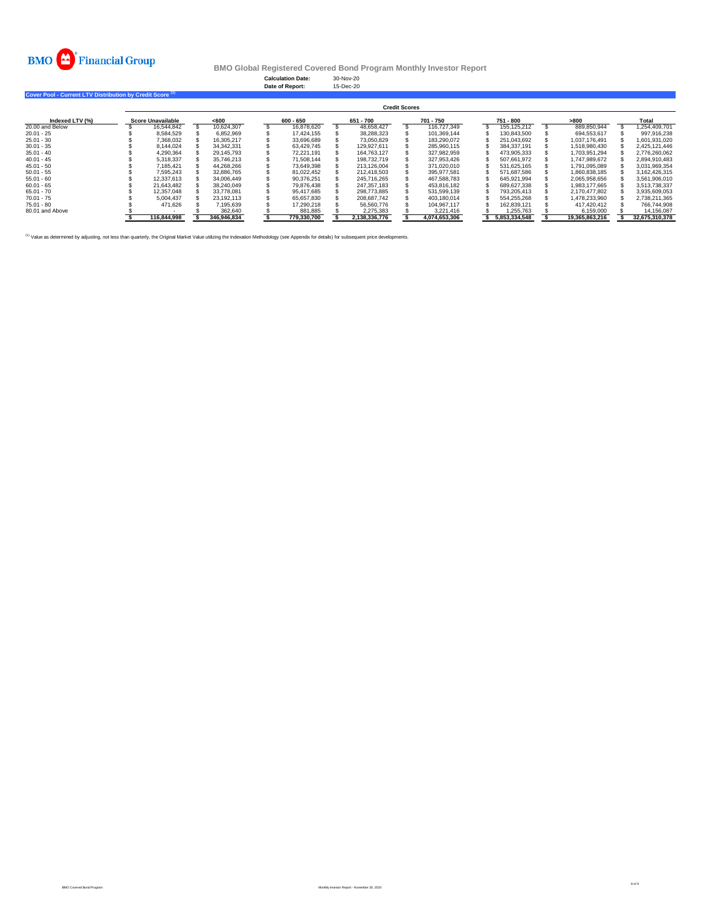BMO Financial Group

## BMO Global Registered Covered Bond Program Monthly Investor Report

**Calculation Date:** 30-Nov-20
**Date of Report:** 15-Dec-20

### Cover Pool - Current LTV Distribution by Credit Score [(1)]

| | Credit Scores | | | | | | | |
|---|---|---|---|---|---|---|---|---|
| **Indexed LTV (%)** | **Score Unavailable** | **<600** | **600 - 650** | **651 - 700** | **701 - 750** | **751 - 800** | **>800** | **Total** |
| 20.00 and Below | $ 16,544,842 | $ 10,624,307 | $ 16,878,620 | $ 48,658,427 | $ 116,727,349 | $ 155,125,212 | $ 889,850,944 | $ 1,254,409,701 |
| 20.01 - 25 | $ 8,584,529 | $ 6,852,969 | $ 17,424,155 | $ 38,288,323 | $ 101,369,144 | $ 130,843,500 | $ 694,553,617 | $ 997,916,238 |
| 25.01 - 30 | $ 7,368,032 | $ 16,305,217 | $ 33,696,689 | $ 73,050,829 | $ 183,290,072 | $ 251,043,692 | $ 1,037,176,491 | $ 1,601,931,020 |
| 30.01 - 35 | $ 8,144,024 | $ 34,342,331 | $ 63,429,745 | $ 129,927,611 | $ 285,960,115 | $ 384,337,191 | $ 1,518,980,430 | $ 2,425,121,446 |
| 35.01 - 40 | $ 4,290,364 | $ 29,145,793 | $ 72,221,191 | $ 164,763,127 | $ 327,982,959 | $ 473,905,333 | $ 1,703,951,294 | $ 2,776,260,062 |
| 40.01 - 45 | $ 5,318,337 | $ 35,746,213 | $ 71,508,144 | $ 198,732,719 | $ 327,953,426 | $ 507,661,972 | $ 1,747,989,672 | $ 2,894,910,483 |
| 45.01 - 50 | $ 7,185,421 | $ 44,268,266 | $ 73,649,398 | $ 213,126,004 | $ 371,020,010 | $ 531,625,165 | $ 1,791,095,089 | $ 3,031,969,354 |
| 50.01 - 55 | $ 7,595,243 | $ 32,886,765 | $ 81,022,452 | $ 212,418,503 | $ 395,977,581 | $ 571,687,586 | $ 1,860,838,185 | $ 3,162,426,315 |
| 55.01 - 60 | $ 12,337,613 | $ 34,006,449 | $ 90,376,251 | $ 245,716,265 | $ 467,588,783 | $ 645,921,994 | $ 2,065,958,656 | $ 3,561,906,010 |
| 60.01 - 65 | $ 21,643,482 | $ 38,240,049 | $ 79,876,438 | $ 247,357,183 | $ 453,816,182 | $ 689,627,338 | $ 1,983,177,665 | $ 3,513,738,337 |
| 65.01 - 70 | $ 12,357,048 | $ 33,778,081 | $ 95,417,685 | $ 298,773,885 | $ 531,599,139 | $ 793,205,413 | $ 2,170,477,802 | $ 3,935,609,053 |
| 70.01 - 75 | $ 5,004,437 | $ 23,192,113 | $ 65,657,830 | $ 208,687,742 | $ 403,180,014 | $ 554,255,268 | $ 1,478,233,960 | $ 2,738,211,365 |
| 75.01 - 80 | $ 471,626 | $ 7,195,639 | $ 17,290,218 | $ 56,560,776 | $ 104,967,117 | $ 162,839,121 | $ 417,420,412 | $ 766,744,908 |
| 80.01 and Above | $ - | $ 362,640 | $ 881,885 | $ 2,275,383 | $ 3,221,416 | $ 1,255,763 | $ 6,159,000 | $ 14,156,087 |
| | **$ 116,844,998** | **$ 346,946,834** | **$ 779,330,700** | **$ 2,138,336,776** | **$ 4,074,653,306** | **$ 5,853,334,548** | **$ 19,365,863,216** | **$ 32,675,310,378** |

[(1)] Value as determined by adjusting, not less than quarterly, the Original Market Value utilizing the Indexation Methodology (see Appendix for details) for subsequent price developments.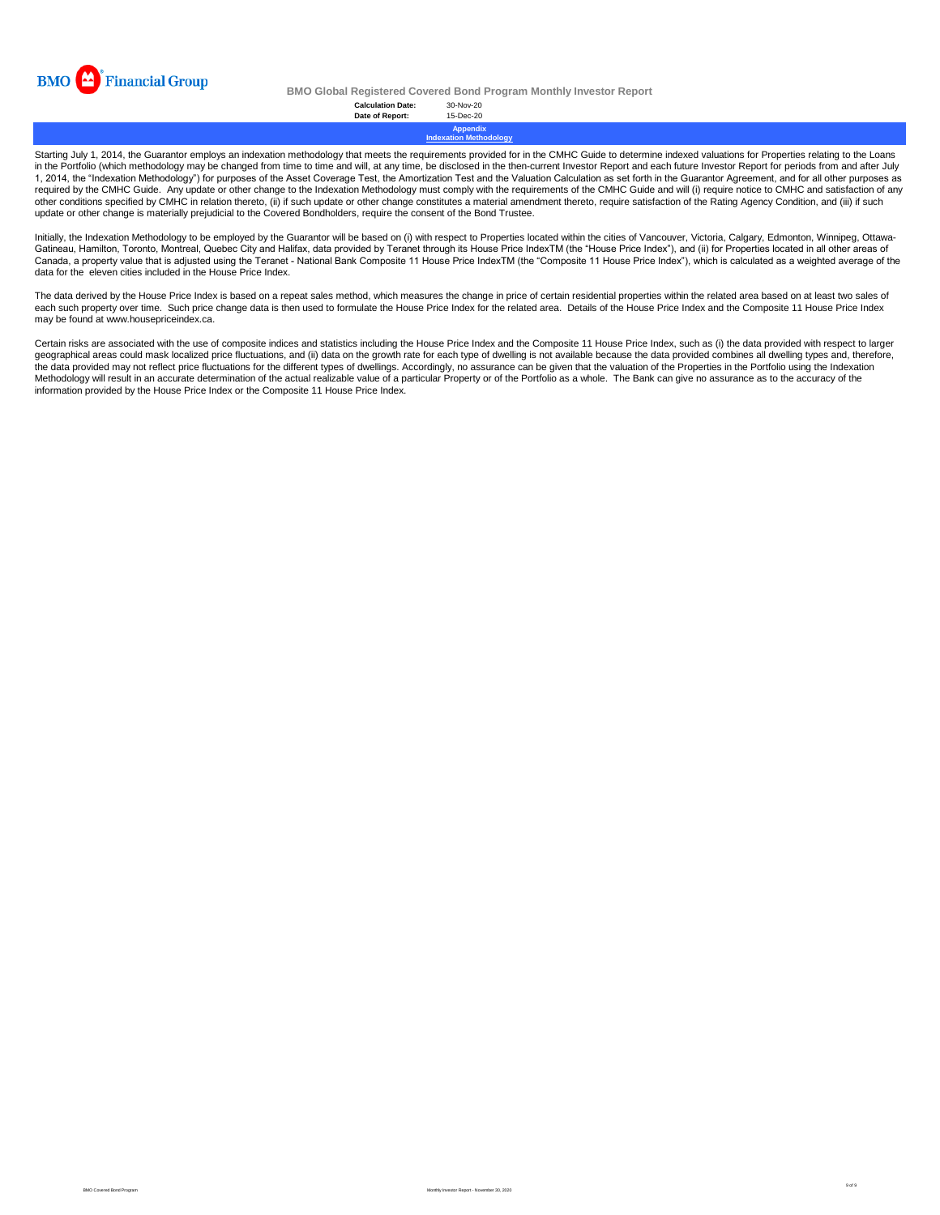BMO Financial Group

**BMO Global Registered Covered Bond Program Monthly Investor Report**

**Calculation Date:** 30-Nov-20
**Date of Report:** 15-Dec-20

## Appendix

### Indexation Methodology

Starting July 1, 2014, the Guarantor employs an indexation methodology that meets the requirements provided for in the CMHC Guide to determine indexed valuations for Properties relating to the Loans in the Portfolio (which methodology may be changed from time to time and will, at any time, be disclosed in the then-current Investor Report and each future Investor Report for periods from and after July 1, 2014, the "Indexation Methodology") for purposes of the Asset Coverage Test, the Amortization Test and the Valuation Calculation as set forth in the Guarantor Agreement, and for all other purposes as required by the CMHC Guide. Any update or other change to the Indexation Methodology must comply with the requirements of the CMHC Guide and will (i) require notice to CMHC and satisfaction of any other conditions specified by CMHC in relation thereto, (ii) if such update or other change constitutes a material amendment thereto, require satisfaction of the Rating Agency Condition, and (iii) if such update or other change is materially prejudicial to the Covered Bondholders, require the consent of the Bond Trustee.

Initially, the Indexation Methodology to be employed by the Guarantor will be based on (i) with respect to Properties located within the cities of Vancouver, Victoria, Calgary, Edmonton, Winnipeg, Ottawa-Gatineau, Hamilton, Toronto, Montreal, Quebec City and Halifax, data provided by Teranet through its House Price IndexTM (the "House Price Index"), and (ii) for Properties located in all other areas of Canada, a property value that is adjusted using the Teranet - National Bank Composite 11 House Price IndexTM (the "Composite 11 House Price Index"), which is calculated as a weighted average of the data for the eleven cities included in the House Price Index.

The data derived by the House Price Index is based on a repeat sales method, which measures the change in price of certain residential properties within the related area based on at least two sales of each such property over time. Such price change data is then used to formulate the House Price Index for the related area. Details of the House Price Index and the Composite 11 House Price Index may be found at www.housepriceindex.ca.

Certain risks are associated with the use of composite indices and statistics including the House Price Index and the Composite 11 House Price Index, such as (i) the data provided with respect to larger geographical areas could mask localized price fluctuations, and (ii) data on the growth rate for each type of dwelling is not available because the data provided combines all dwelling types and, therefore, the data provided may not reflect price fluctuations for the different types of dwellings. Accordingly, no assurance can be given that the valuation of the Properties in the Portfolio using the Indexation Methodology will result in an accurate determination of the actual realizable value of a particular Property or of the Portfolio as a whole. The Bank can give no assurance as to the accuracy of the information provided by the House Price Index or the Composite 11 House Price Index.